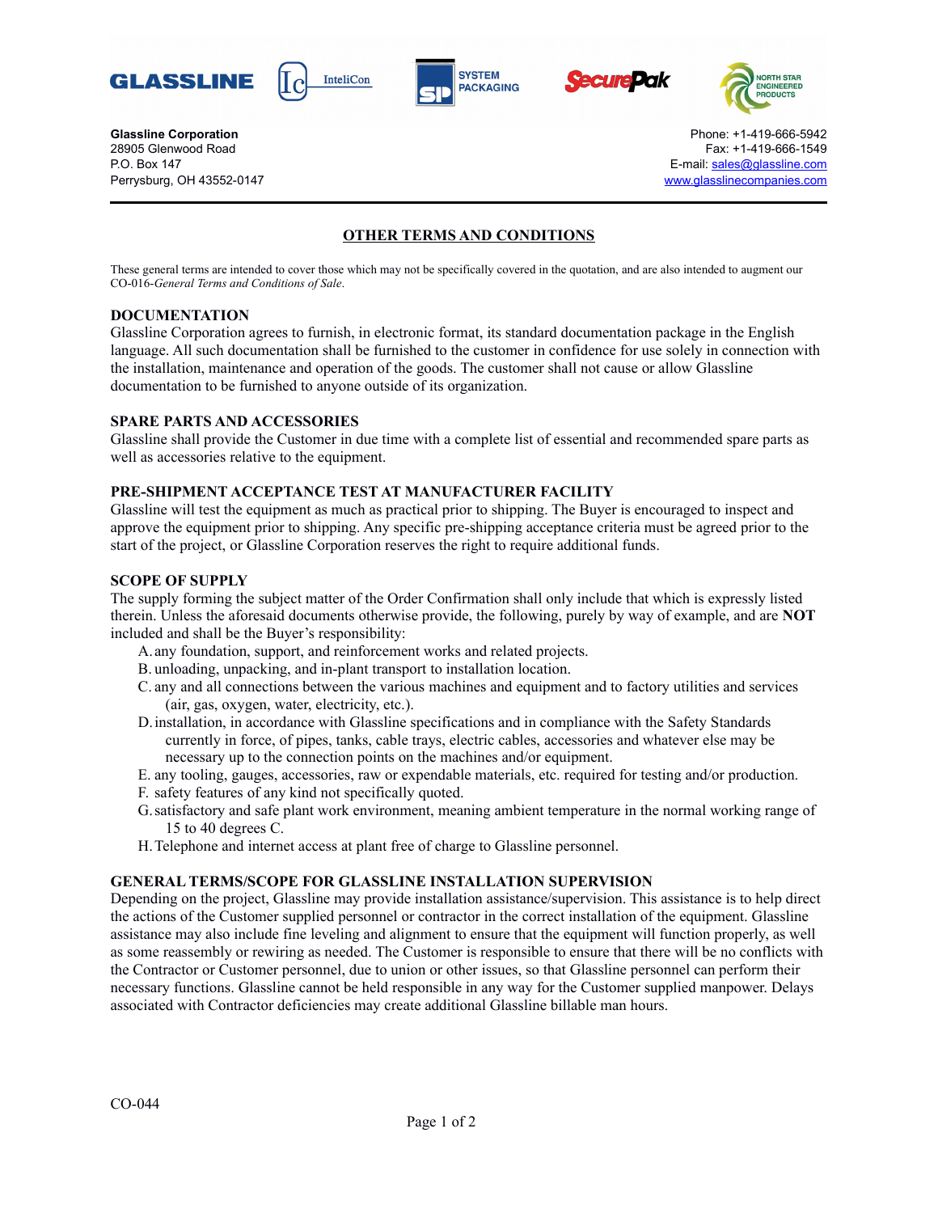**Glassline Corporation**
28905 Glenwood Road
P.O. Box 147
Perrysburg, OH 43552-0147

Phone: +1-419-666-5942
Fax: +1-419-666-1549
E-mail: sales@glassline.com
www.glasslinecompanies.com

# OTHER TERMS AND CONDITIONS

These general terms are intended to cover those which may not be specifically covered in the quotation, and are also intended to augment our CO-016-*General Terms and Conditions of Sale*.

## DOCUMENTATION

Glassline Corporation agrees to furnish, in electronic format, its standard documentation package in the English language. All such documentation shall be furnished to the customer in confidence for use solely in connection with the installation, maintenance and operation of the goods. The customer shall not cause or allow Glassline documentation to be furnished to anyone outside of its organization.

## SPARE PARTS AND ACCESSORIES

Glassline shall provide the Customer in due time with a complete list of essential and recommended spare parts as well as accessories relative to the equipment.

## PRE-SHIPMENT ACCEPTANCE TEST AT MANUFACTURER FACILITY

Glassline will test the equipment as much as practical prior to shipping. The Buyer is encouraged to inspect and approve the equipment prior to shipping. Any specific pre-shipping acceptance criteria must be agreed prior to the start of the project, or Glassline Corporation reserves the right to require additional funds.

## SCOPE OF SUPPLY

The supply forming the subject matter of the Order Confirmation shall only include that which is expressly listed therein. Unless the aforesaid documents otherwise provide, the following, purely by way of example, and are **NOT** included and shall be the Buyer's responsibility:

A. any foundation, support, and reinforcement works and related projects.
B. unloading, unpacking, and in-plant transport to installation location.
C. any and all connections between the various machines and equipment and to factory utilities and services (air, gas, oxygen, water, electricity, etc.).
D. installation, in accordance with Glassline specifications and in compliance with the Safety Standards currently in force, of pipes, tanks, cable trays, electric cables, accessories and whatever else may be necessary up to the connection points on the machines and/or equipment.
E. any tooling, gauges, accessories, raw or expendable materials, etc. required for testing and/or production.
F. safety features of any kind not specifically quoted.
G. satisfactory and safe plant work environment, meaning ambient temperature in the normal working range of 15 to 40 degrees C.
H. Telephone and internet access at plant free of charge to Glassline personnel.

## GENERAL TERMS/SCOPE FOR GLASSLINE INSTALLATION SUPERVISION

Depending on the project, Glassline may provide installation assistance/supervision. This assistance is to help direct the actions of the Customer supplied personnel or contractor in the correct installation of the equipment. Glassline assistance may also include fine leveling and alignment to ensure that the equipment will function properly, as well as some reassembly or rewiring as needed. The Customer is responsible to ensure that there will be no conflicts with the Contractor or Customer personnel, due to union or other issues, so that Glassline personnel can perform their necessary functions. Glassline cannot be held responsible in any way for the Customer supplied manpower. Delays associated with Contractor deficiencies may create additional Glassline billable man hours.

CO-044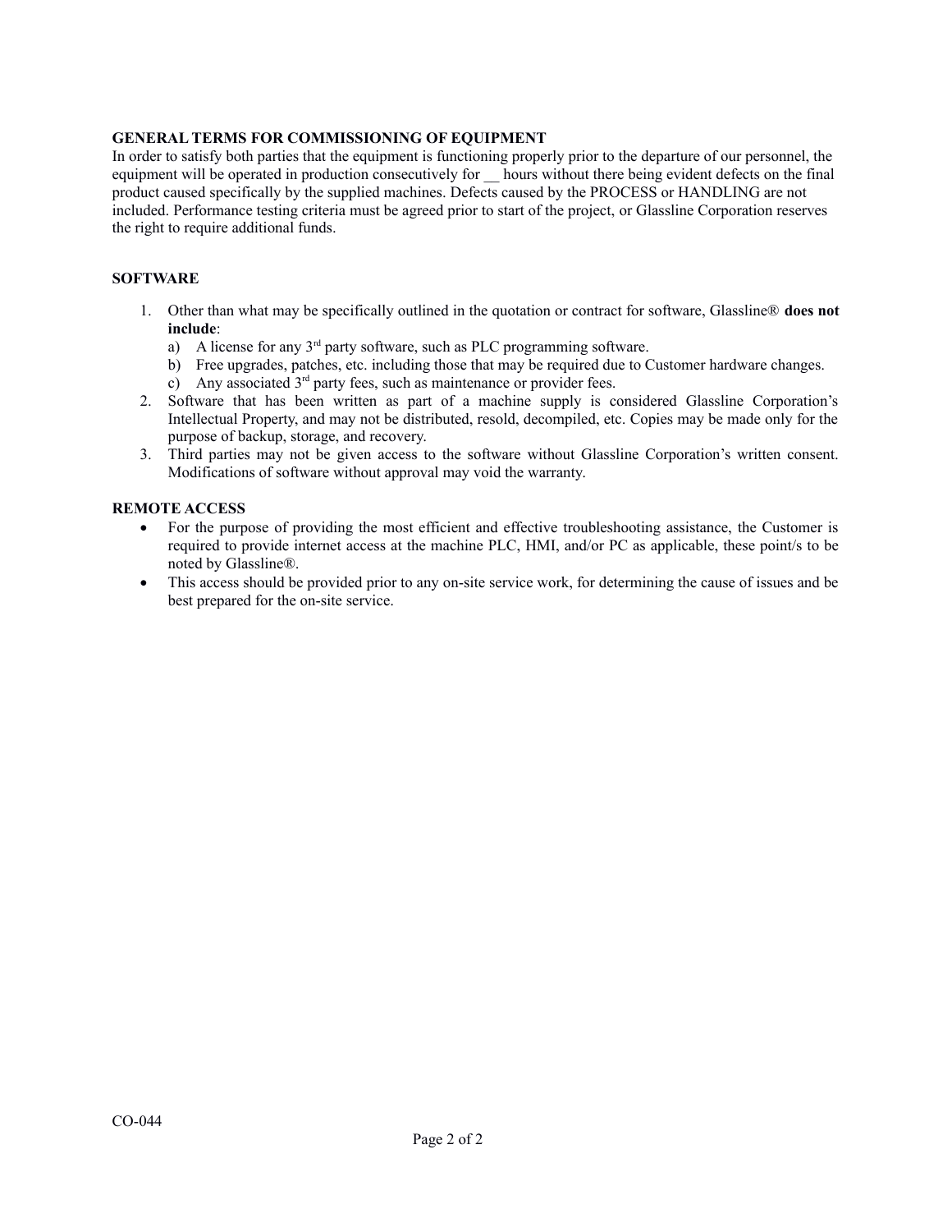**GENERAL TERMS FOR COMMISSIONING OF EQUIPMENT**

In order to satisfy both parties that the equipment is functioning properly prior to the departure of our personnel, the equipment will be operated in production consecutively for __ hours without there being evident defects on the final product caused specifically by the supplied machines. Defects caused by the PROCESS or HANDLING are not included. Performance testing criteria must be agreed prior to start of the project, or Glassline Corporation reserves the right to require additional funds.

**SOFTWARE**

1. Other than what may be specifically outlined in the quotation or contract for software, Glassline® **does not include**:
   a) A license for any 3rd party software, such as PLC programming software.
   b) Free upgrades, patches, etc. including those that may be required due to Customer hardware changes.
   c) Any associated 3rd party fees, such as maintenance or provider fees.
2. Software that has been written as part of a machine supply is considered Glassline Corporation's Intellectual Property, and may not be distributed, resold, decompiled, etc. Copies may be made only for the purpose of backup, storage, and recovery.
3. Third parties may not be given access to the software without Glassline Corporation's written consent. Modifications of software without approval may void the warranty.

**REMOTE ACCESS**

- For the purpose of providing the most efficient and effective troubleshooting assistance, the Customer is required to provide internet access at the machine PLC, HMI, and/or PC as applicable, these point/s to be noted by Glassline®.
- This access should be provided prior to any on-site service work, for determining the cause of issues and be best prepared for the on-site service.

CO-044